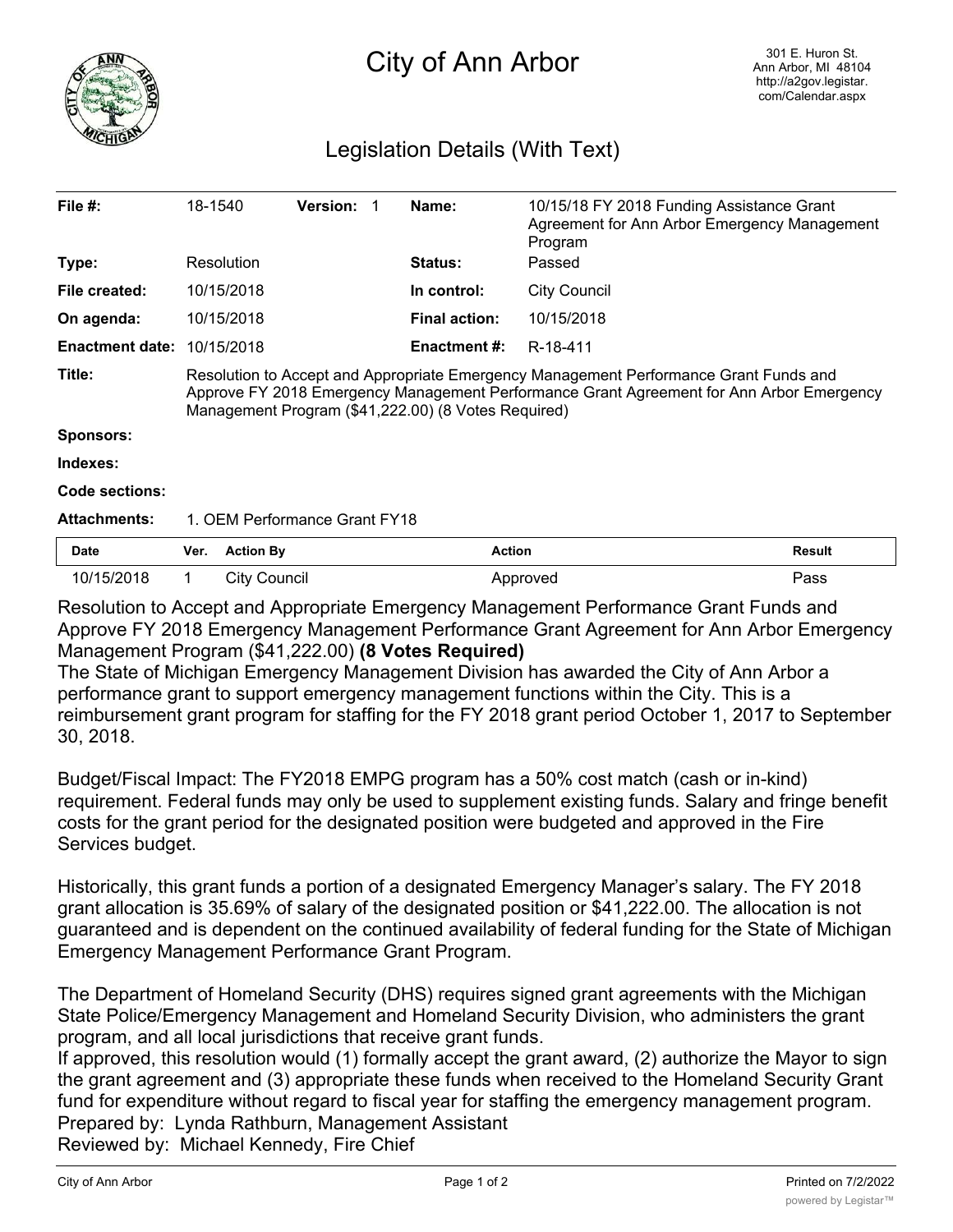# City of Ann Arbor

301 E. Huron St.
Ann Arbor, MI 48104
http://a2gov.legistar.com/Calendar.aspx

## Legislation Details (With Text)

| | | | | | |
|---|---|---|---|---|---|
| **File #:** | 18-1540 | **Version:** | 1 | **Name:** | 10/15/18 FY 2018 Funding Assistance Grant Agreement for Ann Arbor Emergency Management Program |
| **Type:** | Resolution | | | **Status:** | Passed |
| **File created:** | 10/15/2018 | | | **In control:** | City Council |
| **On agenda:** | 10/15/2018 | | | **Final action:** | 10/15/2018 |
| **Enactment date:** | 10/15/2018 | | | **Enactment #:** | R-18-411 |

**Title:** Resolution to Accept and Appropriate Emergency Management Performance Grant Funds and Approve FY 2018 Emergency Management Performance Grant Agreement for Ann Arbor Emergency Management Program ($41,222.00) (8 Votes Required)

**Sponsors:**

**Indexes:**

**Code sections:**

**Attachments:** 1. OEM Performance Grant FY18

| Date | Ver. | Action By | Action | Result |
|---|---|---|---|---|
| 10/15/2018 | 1 | City Council | Approved | Pass |

Resolution to Accept and Appropriate Emergency Management Performance Grant Funds and Approve FY 2018 Emergency Management Performance Grant Agreement for Ann Arbor Emergency Management Program ($41,222.00) **(8 Votes Required)**

The State of Michigan Emergency Management Division has awarded the City of Ann Arbor a performance grant to support emergency management functions within the City. This is a reimbursement grant program for staffing for the FY 2018 grant period October 1, 2017 to September 30, 2018.

Budget/Fiscal Impact: The FY2018 EMPG program has a 50% cost match (cash or in-kind) requirement. Federal funds may only be used to supplement existing funds. Salary and fringe benefit costs for the grant period for the designated position were budgeted and approved in the Fire Services budget.

Historically, this grant funds a portion of a designated Emergency Manager's salary. The FY 2018 grant allocation is 35.69% of salary of the designated position or $41,222.00. The allocation is not guaranteed and is dependent on the continued availability of federal funding for the State of Michigan Emergency Management Performance Grant Program.

The Department of Homeland Security (DHS) requires signed grant agreements with the Michigan State Police/Emergency Management and Homeland Security Division, who administers the grant program, and all local jurisdictions that receive grant funds.

If approved, this resolution would (1) formally accept the grant award, (2) authorize the Mayor to sign the grant agreement and (3) appropriate these funds when received to the Homeland Security Grant fund for expenditure without regard to fiscal year for staffing the emergency management program.

Prepared by: Lynda Rathburn, Management Assistant

Reviewed by: Michael Kennedy, Fire Chief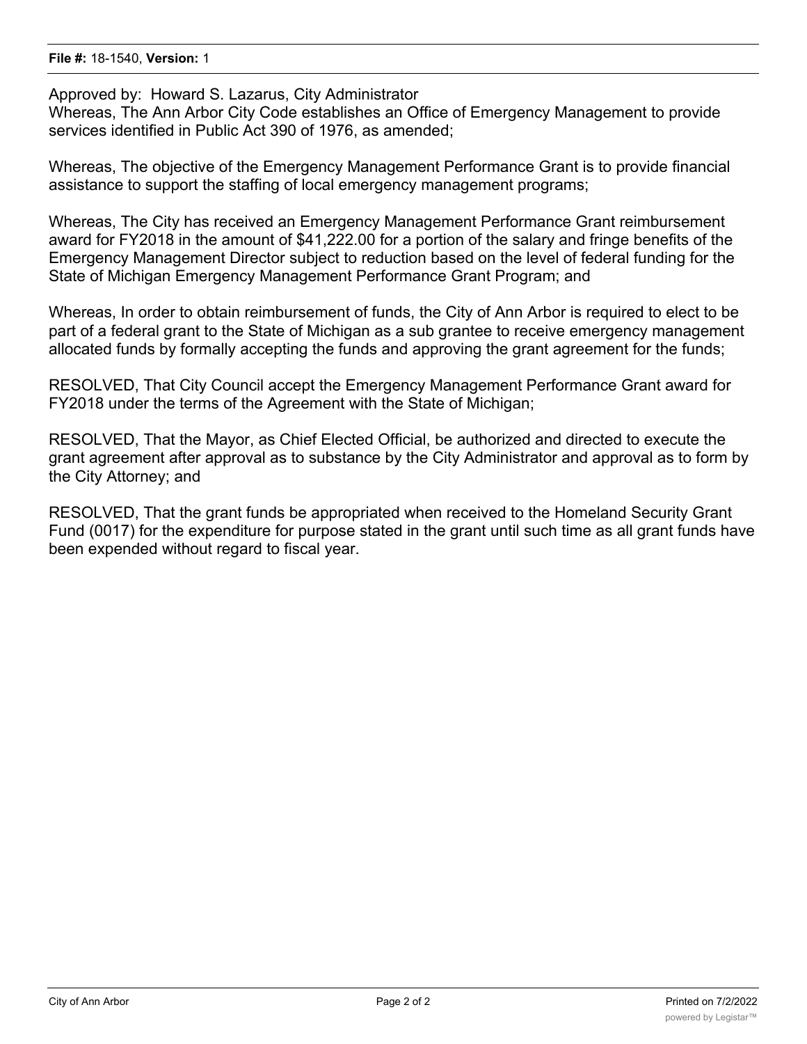Approved by: Howard S. Lazarus, City Administrator

Whereas, The Ann Arbor City Code establishes an Office of Emergency Management to provide services identified in Public Act 390 of 1976, as amended;

Whereas, The objective of the Emergency Management Performance Grant is to provide financial assistance to support the staffing of local emergency management programs;

Whereas, The City has received an Emergency Management Performance Grant reimbursement award for FY2018 in the amount of $41,222.00 for a portion of the salary and fringe benefits of the Emergency Management Director subject to reduction based on the level of federal funding for the State of Michigan Emergency Management Performance Grant Program; and

Whereas, In order to obtain reimbursement of funds, the City of Ann Arbor is required to elect to be part of a federal grant to the State of Michigan as a sub grantee to receive emergency management allocated funds by formally accepting the funds and approving the grant agreement for the funds;

RESOLVED, That City Council accept the Emergency Management Performance Grant award for FY2018 under the terms of the Agreement with the State of Michigan;

RESOLVED, That the Mayor, as Chief Elected Official, be authorized and directed to execute the grant agreement after approval as to substance by the City Administrator and approval as to form by the City Attorney; and

RESOLVED, That the grant funds be appropriated when received to the Homeland Security Grant Fund (0017) for the expenditure for purpose stated in the grant until such time as all grant funds have been expended without regard to fiscal year.